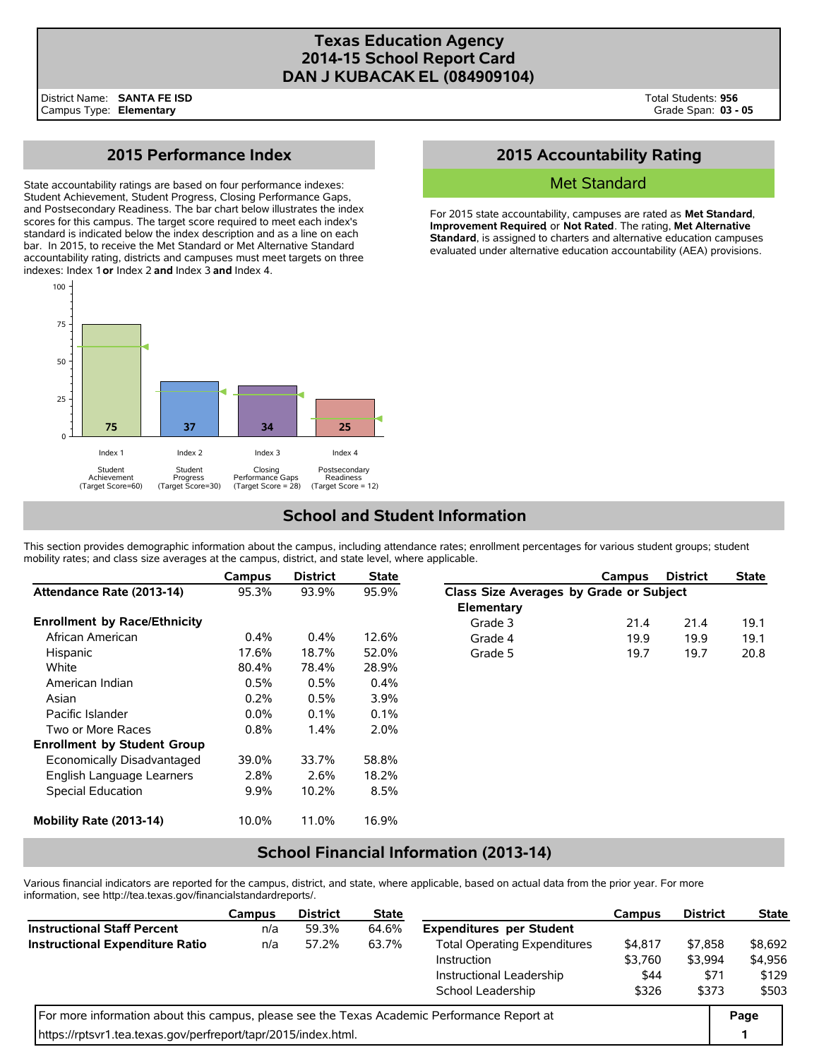# Texas Education Agency
# 2014-15 School Report Card
# DAN J KUBACAK EL (084909104)

District Name: **SANTA FE ISD**
Campus Type: **Elementary**

Total Students: **956**
Grade Span: **03 - 05**

## 2015 Performance Index

State accountability ratings are based on four performance indexes: Student Achievement, Student Progress, Closing Performance Gaps, and Postsecondary Readiness. The bar chart below illustrates the index scores for this campus. The target score required to meet each index's standard is indicated below the index description and as a line on each bar. In 2015, to receive the Met Standard or Met Alternative Standard accountability rating, districts and campuses must meet targets on three indexes: Index 1 **or** Index 2 **and** Index 3 **and** Index 4.

| Index | Description | Score |
|---|---|---|
| Index 1 | Student Achievement (Target Score=60) | 75 |
| Index 2 | Student Progress (Target Score=30) | 37 |
| Index 3 | Closing Performance Gaps (Target Score = 28) | 34 |
| Index 4 | Postsecondary Readiness (Target Score = 12) | 25 |

## 2015 Accountability Rating

**Met Standard**

For 2015 state accountability, campuses are rated as **Met Standard**, **Improvement Required**, or **Not Rated**. The rating, **Met Alternative Standard**, is assigned to charters and alternative education campuses evaluated under alternative education accountability (AEA) provisions.

## School and Student Information

This section provides demographic information about the campus, including attendance rates; enrollment percentages for various student groups; student mobility rates; and class size averages at the campus, district, and state level, where applicable.

| | Campus | District | State |
|---|---|---|---|
| **Attendance Rate (2013-14)** | 95.3% | 93.9% | 95.9% |
| **Enrollment by Race/Ethnicity** | | | |
| African American | 0.4% | 0.4% | 12.6% |
| Hispanic | 17.6% | 18.7% | 52.0% |
| White | 80.4% | 78.4% | 28.9% |
| American Indian | 0.5% | 0.5% | 0.4% |
| Asian | 0.2% | 0.5% | 3.9% |
| Pacific Islander | 0.0% | 0.1% | 0.1% |
| Two or More Races | 0.8% | 1.4% | 2.0% |
| **Enrollment by Student Group** | | | |
| Economically Disadvantaged | 39.0% | 33.7% | 58.8% |
| English Language Learners | 2.8% | 2.6% | 18.2% |
| Special Education | 9.9% | 10.2% | 8.5% |
| **Mobility Rate (2013-14)** | 10.0% | 11.0% | 16.9% |

| | Campus | District | State |
|---|---|---|---|
| **Class Size Averages by Grade or Subject** | | | |
| **Elementary** | | | |
| Grade 3 | 21.4 | 21.4 | 19.1 |
| Grade 4 | 19.9 | 19.9 | 19.1 |
| Grade 5 | 19.7 | 19.7 | 20.8 |

## School Financial Information (2013-14)

Various financial indicators are reported for the campus, district, and state, where applicable, based on actual data from the prior year. For more information, see http://tea.texas.gov/financialstandardreports/.

| | Campus | District | State |
|---|---|---|---|
| **Instructional Staff Percent** | n/a | 59.3% | 64.6% |
| **Instructional Expenditure Ratio** | n/a | 57.2% | 63.7% |

| | Campus | District | State |
|---|---|---|---|
| **Expenditures per Student** | | | |
| Total Operating Expenditures | $4,817 | $7,858 | $8,692 |
| Instruction | $3,760 | $3,994 | $4,956 |
| Instructional Leadership | $44 | $71 | $129 |
| School Leadership | $326 | $373 | $503 |

For more information about this campus, please see the Texas Academic Performance Report at https://rptsvr1.tea.texas.gov/perfreport/tapr/2015/index.html.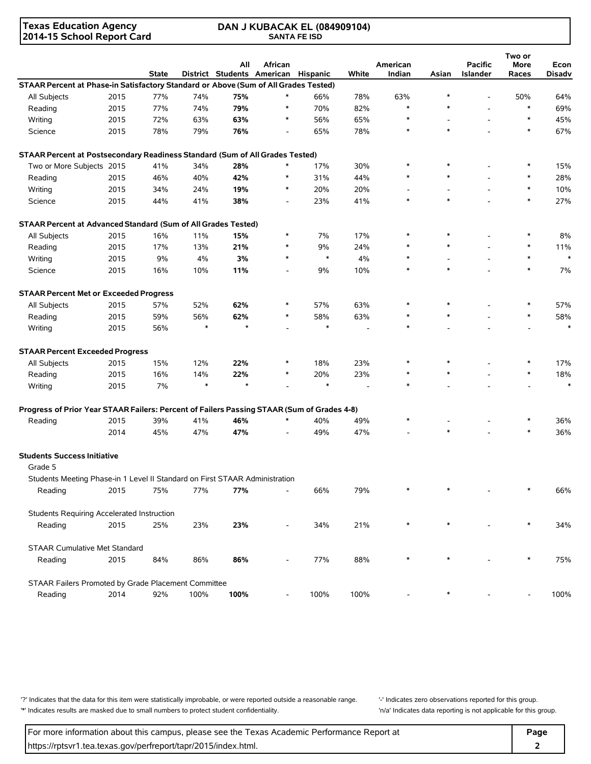**Texas Education Agency**
**2014-15 School Report Card**

**DAN J KUBACAK EL (084909104)**
**SANTA FE ISD**

| | | State | District | All Students | African American | Hispanic | White | American Indian | Asian | Pacific Islander | Two or More Races | Econ Disadv |
|---|---|---|---|---|---|---|---|---|---|---|---|---|
| **STAAR Percent at Phase-in Satisfactory Standard or Above (Sum of All Grades Tested)** | | | | | | | | | | | | |
| All Subjects | 2015 | 77% | 74% | **75%** | * | 66% | 78% | 63% | * | - | 50% | 64% |
| Reading | 2015 | 77% | 74% | **79%** | * | 70% | 82% | * | * | - | * | 69% |
| Writing | 2015 | 72% | 63% | **63%** | * | 56% | 65% | * | - | - | * | 45% |
| Science | 2015 | 78% | 79% | **76%** | - | 65% | 78% | * | * | - | * | 67% |
| **STAAR Percent at Postsecondary Readiness Standard (Sum of All Grades Tested)** | | | | | | | | | | | | |
| Two or More Subjects | 2015 | 41% | 34% | **28%** | * | 17% | 30% | * | * | - | * | 15% |
| Reading | 2015 | 46% | 40% | **42%** | * | 31% | 44% | * | * | - | * | 28% |
| Writing | 2015 | 34% | 24% | **19%** | * | 20% | 20% | - | - | - | * | 10% |
| Science | 2015 | 44% | 41% | **38%** | - | 23% | 41% | * | * | - | * | 27% |
| **STAAR Percent at Advanced Standard (Sum of All Grades Tested)** | | | | | | | | | | | | |
| All Subjects | 2015 | 16% | 11% | **15%** | * | 7% | 17% | * | * | - | * | 8% |
| Reading | 2015 | 17% | 13% | **21%** | * | 9% | 24% | * | * | - | * | 11% |
| Writing | 2015 | 9% | 4% | **3%** | * | * | 4% | * | - | - | * | * |
| Science | 2015 | 16% | 10% | **11%** | - | 9% | 10% | * | * | - | * | 7% |
| **STAAR Percent Met or Exceeded Progress** | | | | | | | | | | | | |
| All Subjects | 2015 | 57% | 52% | **62%** | * | 57% | 63% | * | * | - | * | 57% |
| Reading | 2015 | 59% | 56% | **62%** | * | 58% | 63% | * | * | - | * | 58% |
| Writing | 2015 | 56% | * | * | - | * | - | * | - | - | - | * |
| **STAAR Percent Exceeded Progress** | | | | | | | | | | | | |
| All Subjects | 2015 | 15% | 12% | **22%** | * | 18% | 23% | * | * | - | * | 17% |
| Reading | 2015 | 16% | 14% | **22%** | * | 20% | 23% | * | * | - | * | 18% |
| Writing | 2015 | 7% | * | * | - | * | - | * | - | - | - | * |
| **Progress of Prior Year STAAR Failers: Percent of Failers Passing STAAR (Sum of Grades 4-8)** | | | | | | | | | | | | |
| Reading | 2015 | 39% | 41% | **46%** | * | 40% | 49% | * | - | - | * | 36% |
| | 2014 | 45% | 47% | **47%** | - | 49% | 47% | - | * | - | * | 36% |
| **Students Success Initiative** | | | | | | | | | | | | |
| Grade 5 | | | | | | | | | | | | |
| Students Meeting Phase-in 1 Level II Standard on First STAAR Administration | | | | | | | | | | | | |
| Reading | 2015 | 75% | 77% | **77%** | - | 66% | 79% | * | * | - | * | 66% |
| Students Requiring Accelerated Instruction | | | | | | | | | | | | |
| Reading | 2015 | 25% | 23% | **23%** | - | 34% | 21% | * | * | - | * | 34% |
| STAAR Cumulative Met Standard | | | | | | | | | | | | |
| Reading | 2015 | 84% | 86% | **86%** | - | 77% | 88% | * | * | - | * | 75% |
| STAAR Failers Promoted by Grade Placement Committee | | | | | | | | | | | | |
| Reading | 2014 | 92% | 100% | **100%** | - | 100% | 100% | - | * | - | - | 100% |

'?' Indicates that the data for this item were statistically improbable, or were reported outside a reasonable range.
'*' Indicates results are masked due to small numbers to protect student confidentiality.
'-' Indicates zero observations reported for this group.
'n/a' Indicates data reporting is not applicable for this group.

For more information about this campus, please see the Texas Academic Performance Report at https://rptsvr1.tea.texas.gov/perfreport/tapr/2015/index.html.